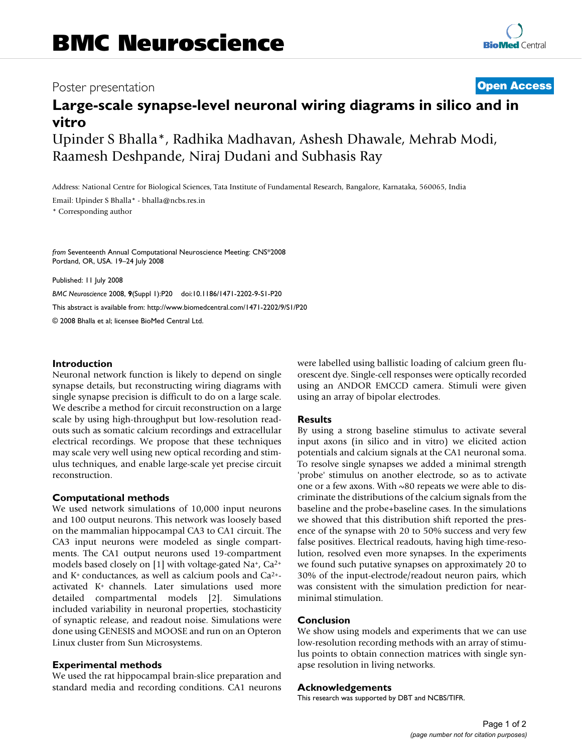# BMC Neuroscience

Poster presentation

**Open Access**

# Large-scale synapse-level neuronal wiring diagrams in silico and in vitro

Upinder S Bhalla*, Radhika Madhavan, Ashesh Dhawale, Mehrab Modi, Raamesh Deshpande, Niraj Dudani and Subhasis Ray

Address: National Centre for Biological Sciences, Tata Institute of Fundamental Research, Bangalore, Karnataka, 560065, India

Email: Upinder S Bhalla* - bhalla@ncbs.res.in

* Corresponding author

*from* Seventeenth Annual Computational Neuroscience Meeting: CNS*2008
Portland, OR, USA. 19–24 July 2008

Published: 11 July 2008

*BMC Neuroscience* 2008, **9**(Suppl 1):P20 doi:10.1186/1471-2202-9-S1-P20

This abstract is available from: http://www.biomedcentral.com/1471-2202/9/S1/P20

© 2008 Bhalla et al; licensee BioMed Central Ltd.

## Introduction

Neuronal network function is likely to depend on single synapse details, but reconstructing wiring diagrams with single synapse precision is difficult to do on a large scale. We describe a method for circuit reconstruction on a large scale by using high-throughput but low-resolution readouts such as somatic calcium recordings and extracellular electrical recordings. We propose that these techniques may scale very well using new optical recording and stimulus techniques, and enable large-scale yet precise circuit reconstruction.

## Computational methods

We used network simulations of 10,000 input neurons and 100 output neurons. This network was loosely based on the mammalian hippocampal CA3 to CA1 circuit. The CA3 input neurons were modeled as single compartments. The CA1 output neurons used 19-compartment models based closely on [1] with voltage-gated $Na^+$, $Ca^{2+}$ and $K^+$ conductances, as well as calcium pools and $Ca^{2+}$-activated $K^+$ channels. Later simulations used more detailed compartmental models [2]. Simulations included variability in neuronal properties, stochasticity of synaptic release, and readout noise. Simulations were done using GENESIS and MOOSE and run on an Opteron Linux cluster from Sun Microsystems.

## Experimental methods

We used the rat hippocampal brain-slice preparation and standard media and recording conditions. CA1 neurons were labelled using ballistic loading of calcium green fluorescent dye. Single-cell responses were optically recorded using an ANDOR EMCCD camera. Stimuli were given using an array of bipolar electrodes.

## Results

By using a strong baseline stimulus to activate several input axons (in silico and in vitro) we elicited action potentials and calcium signals at the CA1 neuronal soma. To resolve single synapses we added a minimal strength 'probe' stimulus on another electrode, so as to activate one or a few axons. With ~80 repeats we were able to discriminate the distributions of the calcium signals from the baseline and the probe+baseline cases. In the simulations we showed that this distribution shift reported the presence of the synapse with 20 to 50% success and very few false positives. Electrical readouts, having high time-resolution, resolved even more synapses. In the experiments we found such putative synapses on approximately 20 to 30% of the input-electrode/readout neuron pairs, which was consistent with the simulation prediction for near-minimal stimulation.

## Conclusion

We show using models and experiments that we can use low-resolution recording methods with an array of stimulus points to obtain connection matrices with single synapse resolution in living networks.

## Acknowledgements

This research was supported by DBT and NCBS/TIFR.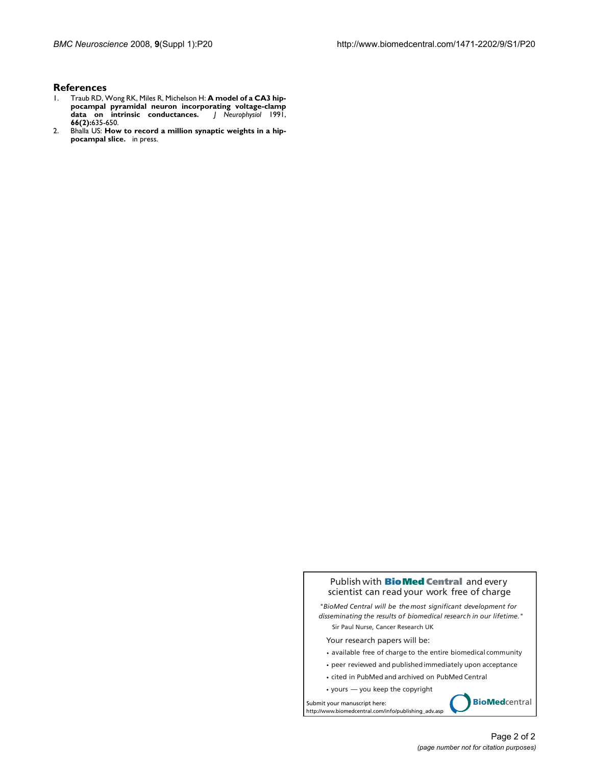## References

1. Traub RD, Wong RK, Miles R, Michelson H: **A model of a CA3 hippocampal pyramidal neuron incorporating voltage-clamp data on intrinsic conductances.** *J Neurophysiol* 1991, **66(2):**635-650.
2. Bhalla US: **How to record a million synaptic weights in a hippocampal slice.** in press.

Publish with **BioMed Central** and every scientist can read your work free of charge

*"BioMed Central will be the most significant development for disseminating the results of biomedical research in our lifetime."*

Sir Paul Nurse, Cancer Research UK

Your research papers will be:

- available free of charge to the entire biomedical community
- peer reviewed and published immediately upon acceptance
- cited in PubMed and archived on PubMed Central
- yours — you keep the copyright

Submit your manuscript here:
http://www.biomedcentral.com/info/publishing_adv.asp

**BioMed**central